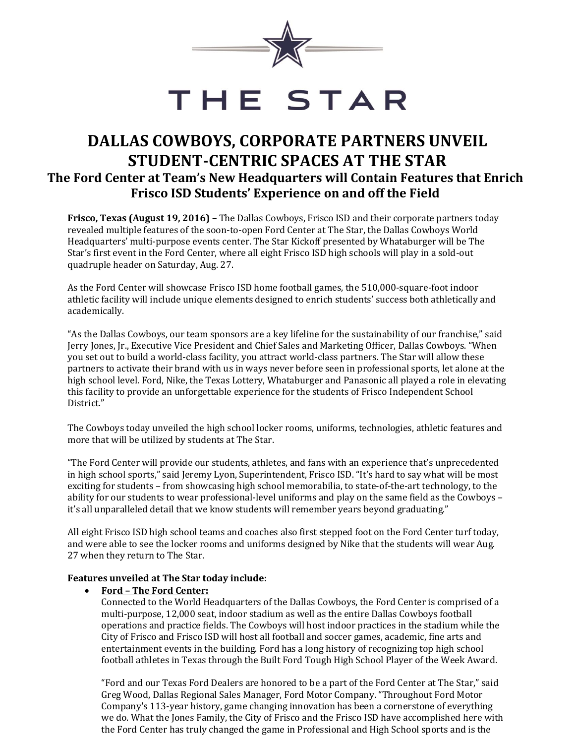# THE STAR

# DALLAS COWBOYS, CORPORATE PARTNERS UNVEIL STUDENT-CENTRIC SPACES AT THE STAR

## The Ford Center at Team's New Headquarters will Contain Features that Enrich Frisco ISD Students' Experience on and off the Field

**Frisco, Texas (August 19, 2016) –** The Dallas Cowboys, Frisco ISD and their corporate partners today revealed multiple features of the soon-to-open Ford Center at The Star, the Dallas Cowboys World Headquarters' multi-purpose events center. The Star Kickoff presented by Whataburger will be The Star's first event in the Ford Center, where all eight Frisco ISD high schools will play in a sold-out quadruple header on Saturday, Aug. 27.

As the Ford Center will showcase Frisco ISD home football games, the 510,000-square-foot indoor athletic facility will include unique elements designed to enrich students' success both athletically and academically.

"As the Dallas Cowboys, our team sponsors are a key lifeline for the sustainability of our franchise," said Jerry Jones, Jr., Executive Vice President and Chief Sales and Marketing Officer, Dallas Cowboys. "When you set out to build a world-class facility, you attract world-class partners. The Star will allow these partners to activate their brand with us in ways never before seen in professional sports, let alone at the high school level. Ford, Nike, the Texas Lottery, Whataburger and Panasonic all played a role in elevating this facility to provide an unforgettable experience for the students of Frisco Independent School District."

The Cowboys today unveiled the high school locker rooms, uniforms, technologies, athletic features and more that will be utilized by students at The Star.

"The Ford Center will provide our students, athletes, and fans with an experience that's unprecedented in high school sports," said Jeremy Lyon, Superintendent, Frisco ISD. "It's hard to say what will be most exciting for students – from showcasing high school memorabilia, to state-of-the-art technology, to the ability for our students to wear professional-level uniforms and play on the same field as the Cowboys – it's all unparalleled detail that we know students will remember years beyond graduating."

All eight Frisco ISD high school teams and coaches also first stepped foot on the Ford Center turf today, and were able to see the locker rooms and uniforms designed by Nike that the students will wear Aug. 27 when they return to The Star.

**Features unveiled at The Star today include:**

- **<u>Ford – The Ford Center:</u>**
  Connected to the World Headquarters of the Dallas Cowboys, the Ford Center is comprised of a multi-purpose, 12,000 seat, indoor stadium as well as the entire Dallas Cowboys football operations and practice fields. The Cowboys will host indoor practices in the stadium while the City of Frisco and Frisco ISD will host all football and soccer games, academic, fine arts and entertainment events in the building. Ford has a long history of recognizing top high school football athletes in Texas through the Built Ford Tough High School Player of the Week Award.

  "Ford and our Texas Ford Dealers are honored to be a part of the Ford Center at The Star," said Greg Wood, Dallas Regional Sales Manager, Ford Motor Company. "Throughout Ford Motor Company's 113-year history, game changing innovation has been a cornerstone of everything we do. What the Jones Family, the City of Frisco and the Frisco ISD have accomplished here with the Ford Center has truly changed the game in Professional and High School sports and is the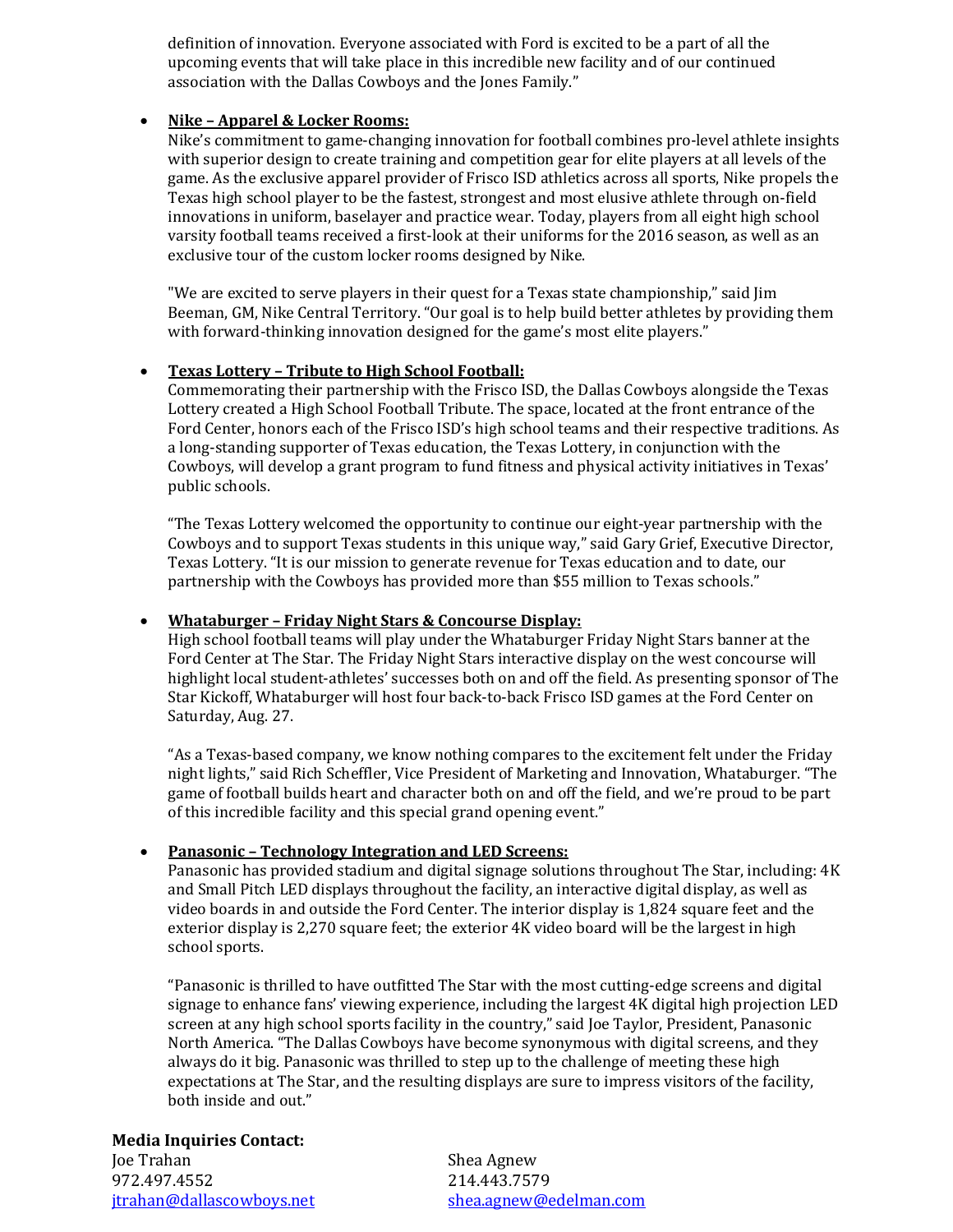definition of innovation. Everyone associated with Ford is excited to be a part of all the upcoming events that will take place in this incredible new facility and of our continued association with the Dallas Cowboys and the Jones Family."

- **Nike – Apparel & Locker Rooms:**
  Nike's commitment to game-changing innovation for football combines pro-level athlete insights with superior design to create training and competition gear for elite players at all levels of the game. As the exclusive apparel provider of Frisco ISD athletics across all sports, Nike propels the Texas high school player to be the fastest, strongest and most elusive athlete through on-field innovations in uniform, baselayer and practice wear. Today, players from all eight high school varsity football teams received a first-look at their uniforms for the 2016 season, as well as an exclusive tour of the custom locker rooms designed by Nike.

  "We are excited to serve players in their quest for a Texas state championship," said Jim Beeman, GM, Nike Central Territory. "Our goal is to help build better athletes by providing them with forward-thinking innovation designed for the game's most elite players."

- **Texas Lottery – Tribute to High School Football:**
  Commemorating their partnership with the Frisco ISD, the Dallas Cowboys alongside the Texas Lottery created a High School Football Tribute. The space, located at the front entrance of the Ford Center, honors each of the Frisco ISD's high school teams and their respective traditions. As a long-standing supporter of Texas education, the Texas Lottery, in conjunction with the Cowboys, will develop a grant program to fund fitness and physical activity initiatives in Texas' public schools.

  "The Texas Lottery welcomed the opportunity to continue our eight-year partnership with the Cowboys and to support Texas students in this unique way," said Gary Grief, Executive Director, Texas Lottery. "It is our mission to generate revenue for Texas education and to date, our partnership with the Cowboys has provided more than $55 million to Texas schools."

- **Whataburger – Friday Night Stars & Concourse Display:**
  High school football teams will play under the Whataburger Friday Night Stars banner at the Ford Center at The Star. The Friday Night Stars interactive display on the west concourse will highlight local student-athletes' successes both on and off the field. As presenting sponsor of The Star Kickoff, Whataburger will host four back-to-back Frisco ISD games at the Ford Center on Saturday, Aug. 27.

  "As a Texas-based company, we know nothing compares to the excitement felt under the Friday night lights," said Rich Scheffler, Vice President of Marketing and Innovation, Whataburger. "The game of football builds heart and character both on and off the field, and we're proud to be part of this incredible facility and this special grand opening event."

- **Panasonic – Technology Integration and LED Screens:**
  Panasonic has provided stadium and digital signage solutions throughout The Star, including: 4K and Small Pitch LED displays throughout the facility, an interactive digital display, as well as video boards in and outside the Ford Center. The interior display is 1,824 square feet and the exterior display is 2,270 square feet; the exterior 4K video board will be the largest in high school sports.

  "Panasonic is thrilled to have outfitted The Star with the most cutting-edge screens and digital signage to enhance fans' viewing experience, including the largest 4K digital high projection LED screen at any high school sports facility in the country," said Joe Taylor, President, Panasonic North America. "The Dallas Cowboys have become synonymous with digital screens, and they always do it big. Panasonic was thrilled to step up to the challenge of meeting these high expectations at The Star, and the resulting displays are sure to impress visitors of the facility, both inside and out."

**Media Inquiries Contact:**

Joe Trahan
972.497.4552
jtrahan@dallascowboys.net

Shea Agnew
214.443.7579
shea.agnew@edelman.com